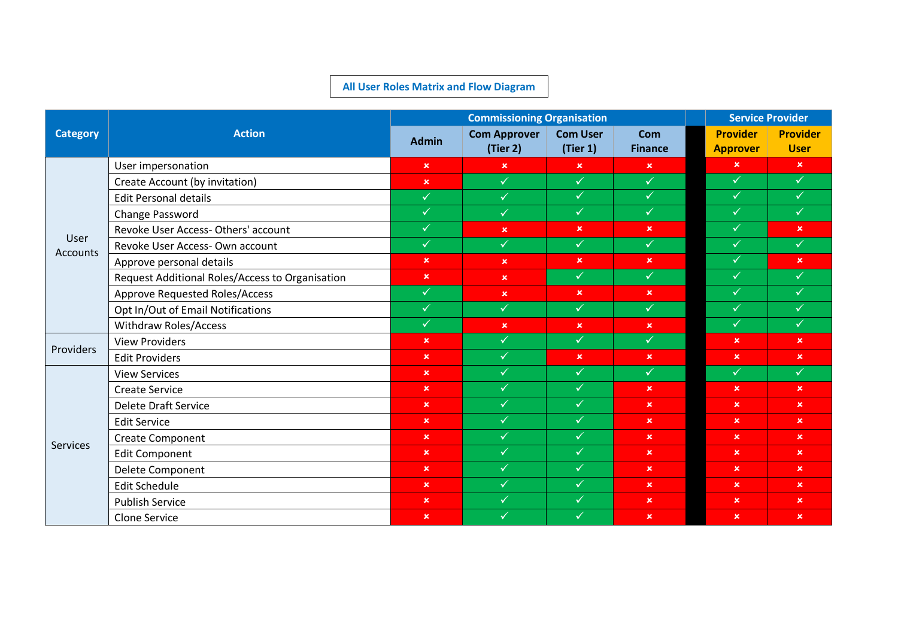## All User Roles Matrix and Flow Diagram

| Category | Action | Commissioning Organisation | | | | | Service Provider | |
|---|---|---|---|---|---|---|---|---|
| | | Admin | Com Approver (Tier 2) | Com User (Tier 1) | Com Finance | | Provider Approver | Provider User |
| User Accounts | User impersonation | ✗ | ✗ | ✗ | ✗ | | ✗ | ✗ |
| | Create Account (by invitation) | ✗ | ✓ | ✓ | ✓ | | ✓ | ✓ |
| | Edit Personal details | ✓ | ✓ | ✓ | ✓ | | ✓ | ✓ |
| | Change Password | ✓ | ✓ | ✓ | ✓ | | ✓ | ✓ |
| | Revoke User Access- Others' account | ✓ | ✗ | ✗ | ✗ | | ✓ | ✗ |
| | Revoke User Access- Own account | ✓ | ✓ | ✓ | ✓ | | ✓ | ✓ |
| | Approve personal details | ✗ | ✗ | ✗ | ✗ | | ✓ | ✗ |
| | Request Additional Roles/Access to Organisation | ✗ | ✗ | ✓ | ✓ | | ✓ | ✓ |
| | Approve Requested Roles/Access | ✓ | ✗ | ✗ | ✗ | | ✓ | ✓ |
| | Opt In/Out of Email Notifications | ✓ | ✓ | ✓ | ✓ | | ✓ | ✓ |
| | Withdraw Roles/Access | ✓ | ✗ | ✗ | ✗ | | ✓ | ✓ |
| Providers | View Providers | ✗ | ✓ | ✓ | ✓ | | ✗ | ✗ |
| | Edit Providers | ✗ | ✓ | ✗ | ✗ | | ✗ | ✗ |
| Services | View Services | ✗ | ✓ | ✓ | ✓ | | ✓ | ✓ |
| | Create Service | ✗ | ✓ | ✓ | ✗ | | ✗ | ✗ |
| | Delete Draft Service | ✗ | ✓ | ✓ | ✗ | | ✗ | ✗ |
| | Edit Service | ✗ | ✓ | ✓ | ✗ | | ✗ | ✗ |
| | Create Component | ✗ | ✓ | ✓ | ✗ | | ✗ | ✗ |
| | Edit Component | ✗ | ✓ | ✓ | ✗ | | ✗ | ✗ |
| | Delete Component | ✗ | ✓ | ✓ | ✗ | | ✗ | ✗ |
| | Edit Schedule | ✗ | ✓ | ✓ | ✗ | | ✗ | ✗ |
| | Publish Service | ✗ | ✓ | ✓ | ✗ | | ✗ | ✗ |
| | Clone Service | ✗ | ✓ | ✓ | ✗ | | ✗ | ✗ |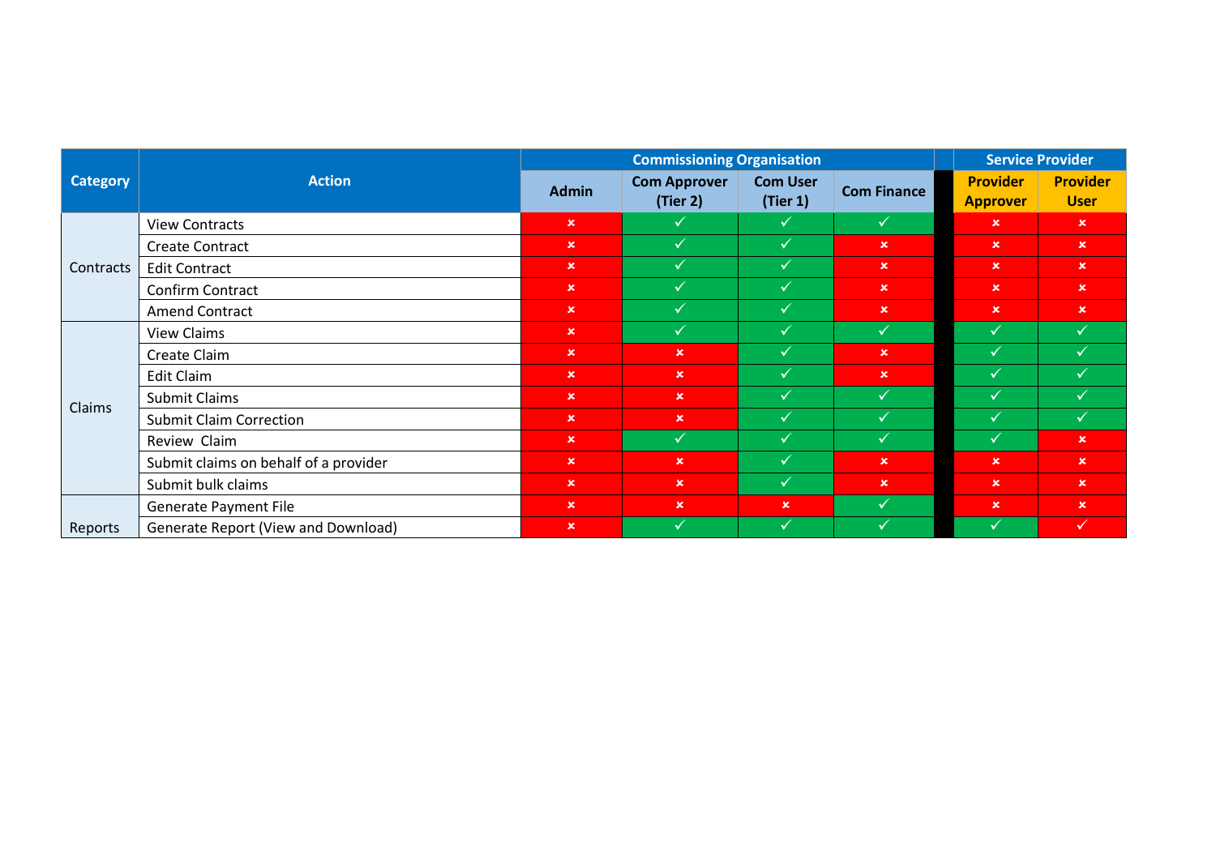| Category | Action | Commissioning Organisation | | | | | Service Provider | |
|---|---|---|---|---|---|---|---|---|
| | | Admin | Com Approver (Tier 2) | Com User (Tier 1) | Com Finance | | Provider Approver | Provider User |
| Contracts | View Contracts | × | ✓ | ✓ | ✓ | | × | × |
| | Create Contract | × | ✓ | ✓ | × | | × | × |
| | Edit Contract | × | ✓ | ✓ | × | | × | × |
| | Confirm Contract | × | ✓ | ✓ | × | | × | × |
| | Amend Contract | × | ✓ | ✓ | × | | × | × |
| Claims | View Claims | × | ✓ | ✓ | ✓ | | ✓ | ✓ |
| | Create Claim | × | × | ✓ | × | | ✓ | ✓ |
| | Edit Claim | × | × | ✓ | × | | ✓ | ✓ |
| | Submit Claims | × | × | ✓ | ✓ | | ✓ | ✓ |
| | Submit Claim Correction | × | × | ✓ | ✓ | | ✓ | ✓ |
| | Review Claim | × | ✓ | ✓ | ✓ | | ✓ | × |
| | Submit claims on behalf of a provider | × | × | ✓ | × | | × | × |
| | Submit bulk claims | × | × | ✓ | × | | × | × |
| Reports | Generate Payment File | × | × | × | ✓ | | × | × |
| | Generate Report (View and Download) | × | ✓ | ✓ | ✓ | | ✓ | ✓ |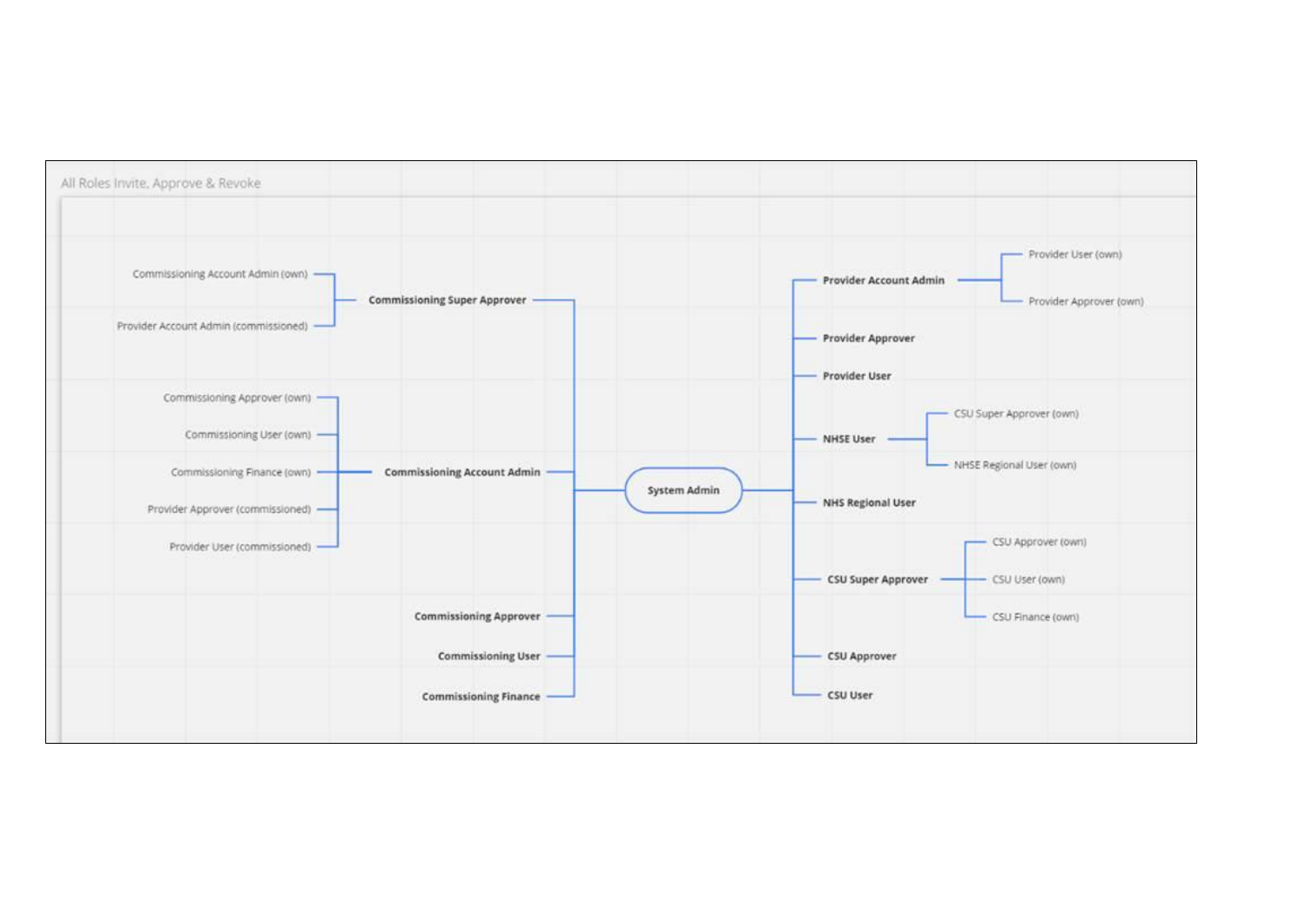All Roles Invite, Approve & Revoke

System Admin

Commissioning Super Approver

Commissioning Account Admin (own)

Provider Account Admin (commissioned)

Commissioning Account Admin

Commissioning Approver (own)

Commissioning User (own)

Commissioning Finance (own)

Provider Approver (commissioned)

Provider User (commissioned)

Commissioning Approver

Commissioning User

Commissioning Finance

Provider Account Admin

Provider User (own)

Provider Approver (own)

Provider Approver

Provider User

NHSE User

CSU Super Approver (own)

NHSE Regional User (own)

NHS Regional User

CSU Super Approver

CSU Approver (own)

CSU User (own)

CSU Finance (own)

CSU Approver

CSU User